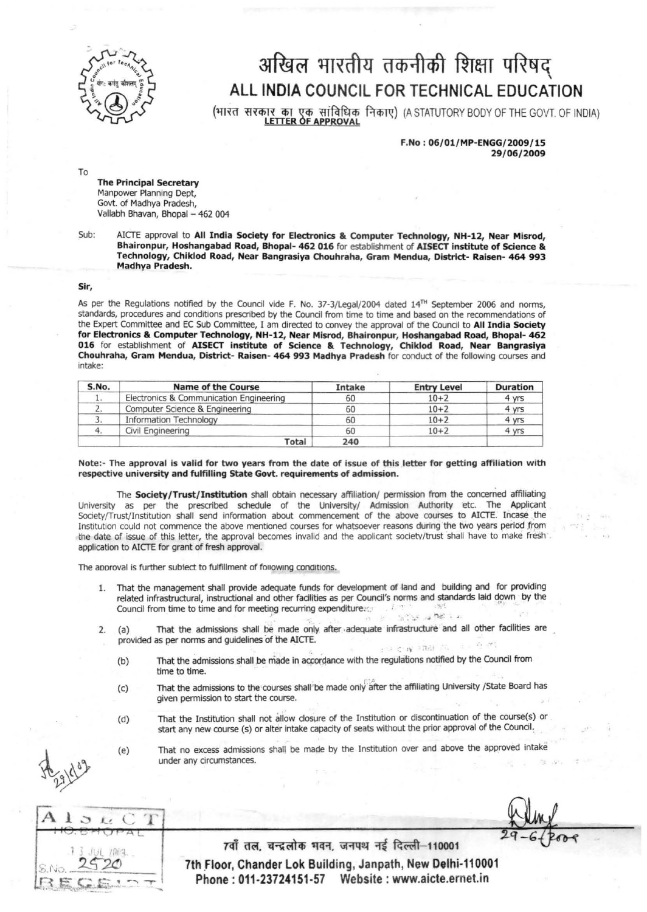# अखिल भारतीय तकनीकी शिक्षा परिषद्

# ALL INDIA COUNCIL FOR TECHNICAL EDUCATION

(भारत सरकार का एक सांविधिक निकाए) (A STATUTORY BODY OF THE GOVT. OF INDIA)

**LETTER OF APPROVAL**

**F.No : 06/01/MP-ENGG/2009/15**
**29/06/2009**

To

**The Principal Secretary**
Manpower Planning Dept,
Govt. of Madhya Pradesh,
Vallabh Bhavan, Bhopal – 462 004

Sub: AICTE approval to **All India Society for Electronics & Computer Technology, NH-12, Near Misrod, Bhaironpur, Hoshangabad Road, Bhopal- 462 016** for establishment of **AISECT institute of Science & Technology, Chiklod Road, Near Bangrasiya Chouhraha, Gram Mendua, District- Raisen- 464 993 Madhya Pradesh.**

**Sir,**

As per the Regulations notified by the Council vide F. No. 37-3/Legal/2004 dated 14TH September 2006 and norms, standards, procedures and conditions prescribed by the Council from time to time and based on the recommendations of the Expert Committee and EC Sub Committee, I am directed to convey the approval of the Council to **All India Society for Electronics & Computer Technology, NH-12, Near Misrod, Bhaironpur, Hoshangabad Road, Bhopal- 462 016** for establishment of **AISECT institute of Science & Technology, Chiklod Road, Near Bangrasiya Chouhraha, Gram Mendua, District- Raisen- 464 993 Madhya Pradesh** for conduct of the following courses and intake:

| S.No. | Name of the Course | Intake | Entry Level | Duration |
|---|---|---|---|---|
| 1. | Electronics & Communication Engineering | 60 | 10+2 | 4 yrs |
| 2. | Computer Science & Engineering | 60 | 10+2 | 4 yrs |
| 3. | Information Technology | 60 | 10+2 | 4 yrs |
| 4. | Civil Engineering | 60 | 10+2 | 4 yrs |
| | Total | 240 | | |

**Note:- The approval is valid for two years from the date of issue of this letter for getting affiliation with respective university and fulfilling State Govt. requirements of admission.**

The **Society/Trust/Institution** shall obtain necessary affiliation/ permission from the concerned affiliating University as per the prescribed schedule of the University/ Admission Authority etc. The Applicant Society/Trust/Institution shall send information about commencement of the above courses to AICTE. Incase the Institution could not commence the above mentioned courses for whatsoever reasons during the two years period from the date of issue of this letter, the approval becomes invalid and the applicant society/trust shall have to make fresh application to AICTE for grant of fresh approval.

The approval is further subject to fulfillment of following conditions.

1. That the management shall provide adequate funds for development of land and building and for providing related infrastructural, instructional and other facilities as per Council's norms and standards laid down by the Council from time to time and for meeting recurring expenditure.

2. (a) That the admissions shall be made only after adequate infrastructure and all other facilities are provided as per norms and guidelines of the AICTE.

   (b) That the admissions shall be made in accordance with the regulations notified by the Council from time to time.

   (c) That the admissions to the courses shall be made only after the affiliating University /State Board has given permission to start the course.

   (d) That the Institution shall not allow closure of the Institution or discontinuation of the course(s) or start any new course (s) or alter intake capacity of seats without the prior approval of the Council.

   (e) That no excess admissions shall be made by the Institution over and above the approved intake under any circumstances.

AISECT HO. BHOPAL 13 JUL 2009 S.No. 2520 RECEIPT

29-6-2009

7वाँ तल, चन्द्रलोक भवन, जनपथ नई दिल्ली–110001
7th Floor, Chander Lok Building, Janpath, New Delhi-110001
Phone : 011-23724151-57 Website : www.aicte.ernet.in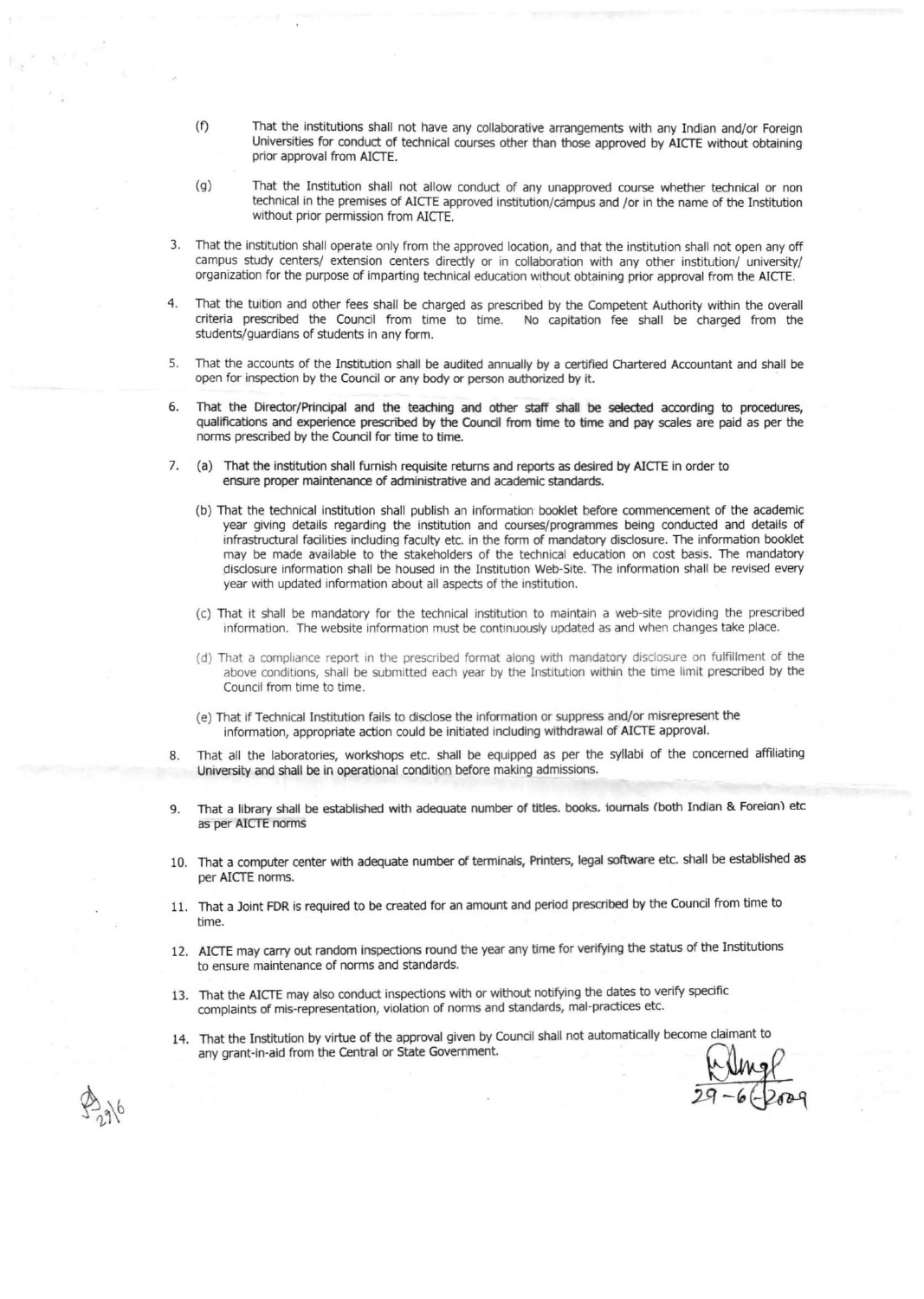(f) That the institutions shall not have any collaborative arrangements with any Indian and/or Foreign Universities for conduct of technical courses other than those approved by AICTE without obtaining prior approval from AICTE.

(g) That the Institution shall not allow conduct of any unapproved course whether technical or non technical in the premises of AICTE approved institution/campus and /or in the name of the Institution without prior permission from AICTE.

3. That the institution shall operate only from the approved location, and that the institution shall not open any off campus study centers/ extension centers directly or in collaboration with any other institution/ university/ organization for the purpose of imparting technical education without obtaining prior approval from the AICTE.

4. That the tuition and other fees shall be charged as prescribed by the Competent Authority within the overall criteria prescribed the Council from time to time. No capitation fee shall be charged from the students/guardians of students in any form.

5. That the accounts of the Institution shall be audited annually by a certified Chartered Accountant and shall be open for inspection by the Council or any body or person authorized by it.

6. That the Director/Principal and the teaching and other staff shall be selected according to procedures, qualifications and experience prescribed by the Council from time to time and pay scales are paid as per the norms prescribed by the Council for time to time.

7. (a) That the institution shall furnish requisite returns and reports as desired by AICTE in order to ensure proper maintenance of administrative and academic standards.

   (b) That the technical institution shall publish an information booklet before commencement of the academic year giving details regarding the institution and courses/programmes being conducted and details of infrastructural facilities including faculty etc. in the form of mandatory disclosure. The information booklet may be made available to the stakeholders of the technical education on cost basis. The mandatory disclosure information shall be housed in the Institution Web-Site. The information shall be revised every year with updated information about all aspects of the institution.

   (c) That it shall be mandatory for the technical institution to maintain a web-site providing the prescribed information. The website information must be continuously updated as and when changes take place.

   (d) That a compliance report in the prescribed format along with mandatory disclosure on fulfillment of the above conditions, shall be submitted each year by the Institution within the time limit prescribed by the Council from time to time.

   (e) That if Technical Institution fails to disclose the information or suppress and/or misrepresent the information, appropriate action could be initiated including withdrawal of AICTE approval.

8. That all the laboratories, workshops etc. shall be equipped as per the syllabi of the concerned affiliating University and shall be in operational condition before making admissions.

9. That a library shall be established with adequate number of titles, books, journals (both Indian & Foreign) etc as per AICTE norms

10. That a computer center with adequate number of terminals, Printers, legal software etc. shall be established as per AICTE norms.

11. That a Joint FDR is required to be created for an amount and period prescribed by the Council from time to time.

12. AICTE may carry out random inspections round the year any time for verifying the status of the Institutions to ensure maintenance of norms and standards.

13. That the AICTE may also conduct inspections with or without notifying the dates to verify specific complaints of mis-representation, violation of norms and standards, mal-practices etc.

14. That the Institution by virtue of the approval given by Council shall not automatically become claimant to any grant-in-aid from the Central or State Government.

29-6-2009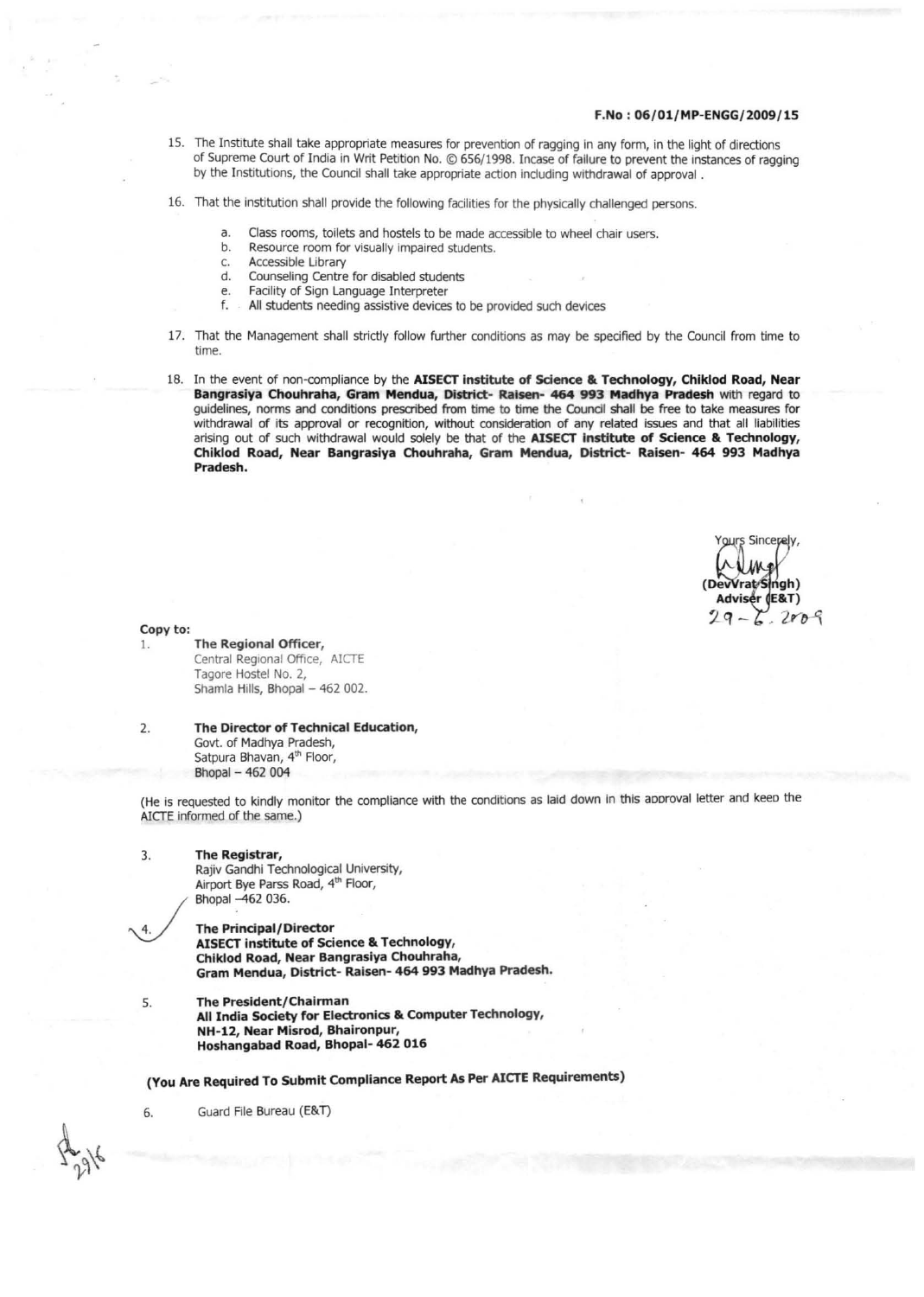F.No : 06/01/MP-ENGG/2009/15

15. The Institute shall take appropriate measures for prevention of ragging in any form, in the light of directions of Supreme Court of India in Writ Petition No. © 656/1998. Incase of failure to prevent the instances of ragging by the Institutions, the Council shall take appropriate action including withdrawal of approval .

16. That the institution shall provide the following facilities for the physically challenged persons.

    a. Class rooms, toilets and hostels to be made accessible to wheel chair users.
    b. Resource room for visually impaired students.
    c. Accessible Library
    d. Counseling Centre for disabled students
    e. Facility of Sign Language Interpreter
    f. All students needing assistive devices to be provided such devices

17. That the Management shall strictly follow further conditions as may be specified by the Council from time to time.

18. In the event of non-compliance by the **AISECT institute of Science & Technology, Chiklod Road, Near Bangrasiya Chouhraha, Gram Mendua, District- Raisen- 464 993 Madhya Pradesh** with regard to guidelines, norms and conditions prescribed from time to time the Council shall be free to take measures for withdrawal of its approval or recognition, without consideration of any related issues and that all liabilities arising out of such withdrawal would solely be that of the **AISECT institute of Science & Technology, Chiklod Road, Near Bangrasiya Chouhraha, Gram Mendua, District- Raisen- 464 993 Madhya Pradesh.**

Yours Sincerely,

**(DevVrat Singh)**
**Adviser (E&T)**
29-6-2009

**Copy to:**

1. **The Regional Officer,**
   Central Regional Office, AICTE
   Tagore Hostel No. 2,
   Shamla Hills, Bhopal – 462 002.

2. **The Director of Technical Education,**
   Govt. of Madhya Pradesh,
   Satpura Bhavan, 4th Floor,
   Bhopal – 462 004

(He is requested to kindly monitor the compliance with the conditions as laid down in this approval letter and keep the AICTE informed of the same.)

3. **The Registrar,**
   Rajiv Gandhi Technological University,
   Airport Bye Parss Road, 4th Floor,
   Bhopal –462 036.

4. **The Principal/Director**
   **AISECT institute of Science & Technology,**
   **Chiklod Road, Near Bangrasiya Chouhraha,**
   **Gram Mendua, District- Raisen- 464 993 Madhya Pradesh.**

5. **The President/Chairman**
   **All India Society for Electronics & Computer Technology,**
   **NH-12, Near Misrod, Bhaironpur,**
   **Hoshangabad Road, Bhopal- 462 016**

**(You Are Required To Submit Compliance Report As Per AICTE Requirements)**

6. Guard File Bureau (E&T)